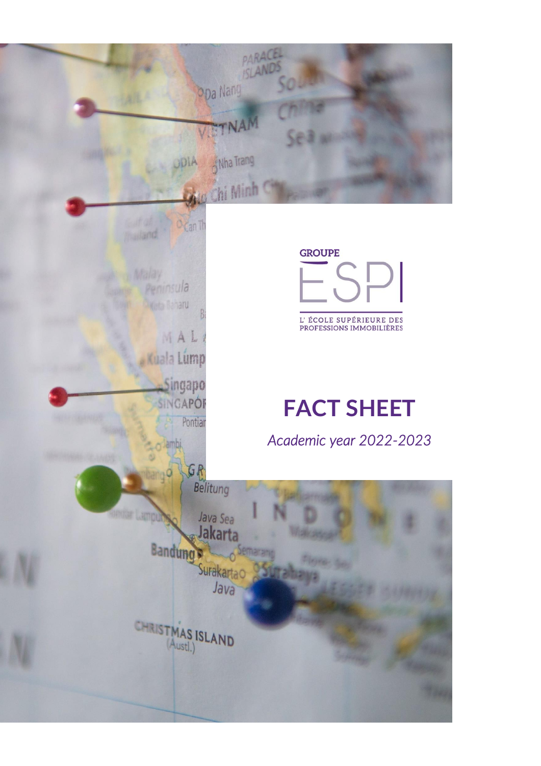GROUPE

ESPI

L' ÉCOLE SUPÉRIEURE DES PROFESSIONS IMMOBILIÈRES

# FACT SHEET

*Academic year 2022-2023*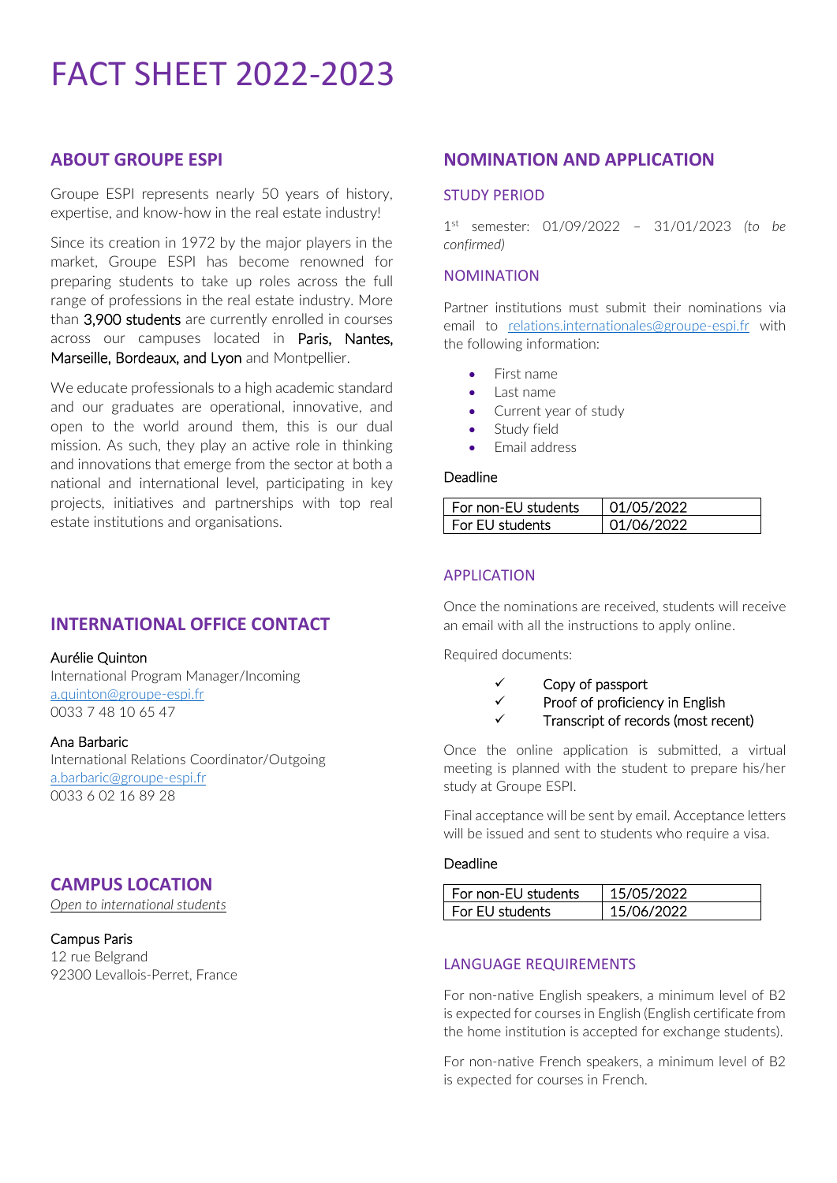# FACT SHEET 2022-2023

## ABOUT GROUPE ESPI

Groupe ESPI represents nearly 50 years of history, expertise, and know-how in the real estate industry!

Since its creation in 1972 by the major players in the market, Groupe ESPI has become renowned for preparing students to take up roles across the full range of professions in the real estate industry. More than 3,900 students are currently enrolled in courses across our campuses located in Paris, Nantes, Marseille, Bordeaux, and Lyon and Montpellier.

We educate professionals to a high academic standard and our graduates are operational, innovative, and open to the world around them, this is our dual mission. As such, they play an active role in thinking and innovations that emerge from the sector at both a national and international level, participating in key projects, initiatives and partnerships with top real estate institutions and organisations.

## INTERNATIONAL OFFICE CONTACT

Aurélie Quinton
International Program Manager/Incoming
a.quinton@groupe-espi.fr
0033 7 48 10 65 47

Ana Barbaric
International Relations Coordinator/Outgoing
a.barbaric@groupe-espi.fr
0033 6 02 16 89 28

## CAMPUS LOCATION

*Open to international students*

Campus Paris
12 rue Belgrand
92300 Levallois-Perret, France

## NOMINATION AND APPLICATION

### STUDY PERIOD

1st semester: 01/09/2022 – 31/01/2023 *(to be confirmed)*

### NOMINATION

Partner institutions must submit their nominations via email to relations.internationales@groupe-espi.fr with the following information:

- First name
- Last name
- Current year of study
- Study field
- Email address

Deadline

| For non-EU students | 01/05/2022 |
|---|---|
| For EU students | 01/06/2022 |

### APPLICATION

Once the nominations are received, students will receive an email with all the instructions to apply online.

Required documents:

- ✓ Copy of passport
- ✓ Proof of proficiency in English
- ✓ Transcript of records (most recent)

Once the online application is submitted, a virtual meeting is planned with the student to prepare his/her study at Groupe ESPI.

Final acceptance will be sent by email. Acceptance letters will be issued and sent to students who require a visa.

Deadline

| For non-EU students | 15/05/2022 |
|---|---|
| For EU students | 15/06/2022 |

### LANGUAGE REQUIREMENTS

For non-native English speakers, a minimum level of B2 is expected for courses in English (English certificate from the home institution is accepted for exchange students).

For non-native French speakers, a minimum level of B2 is expected for courses in French.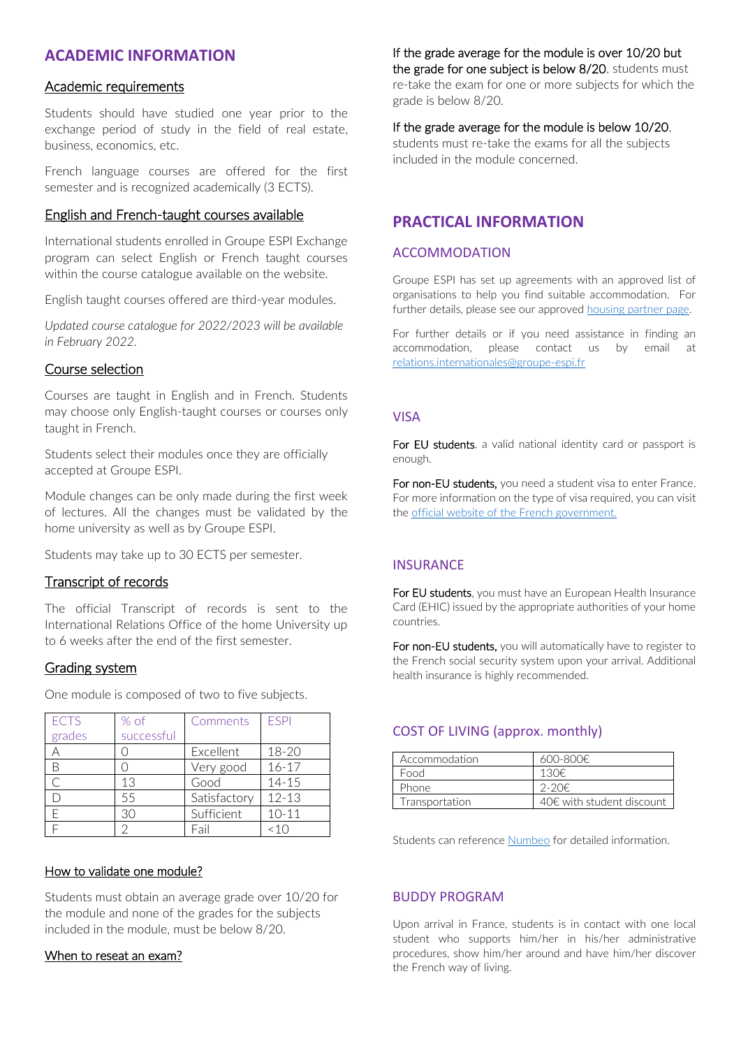## ACADEMIC INFORMATION

### Academic requirements

Students should have studied one year prior to the exchange period of study in the field of real estate, business, economics, etc.

French language courses are offered for the first semester and is recognized academically (3 ECTS).

### English and French-taught courses available

International students enrolled in Groupe ESPI Exchange program can select English or French taught courses within the course catalogue available on the website.

English taught courses offered are third-year modules.

*Updated course catalogue for 2022/2023 will be available in February 2022.*

### Course selection

Courses are taught in English and in French. Students may choose only English-taught courses or courses only taught in French.

Students select their modules once they are officially accepted at Groupe ESPI.

Module changes can be only made during the first week of lectures. All the changes must be validated by the home university as well as by Groupe ESPI.

Students may take up to 30 ECTS per semester.

### Transcript of records

The official Transcript of records is sent to the International Relations Office of the home University up to 6 weeks after the end of the first semester.

### Grading system

One module is composed of two to five subjects.

| ECTS grades | % of successful | Comments | ESPI |
|---|---|---|---|
| A | 0 | Excellent | 18-20 |
| B | 0 | Very good | 16-17 |
| C | 13 | Good | 14-15 |
| D | 55 | Satisfactory | 12-13 |
| E | 30 | Sufficient | 10-11 |
| F | 2 | Fail | <10 |

### How to validate one module?

Students must obtain an average grade over 10/20 for the module and none of the grades for the subjects included in the module, must be below 8/20.

### When to reseat an exam?

If the grade average for the module is over 10/20 but the grade for one subject is below 8/20, students must re-take the exam for one or more subjects for which the grade is below 8/20.

If the grade average for the module is below 10/20, students must re-take the exams for all the subjects included in the module concerned.

## PRACTICAL INFORMATION

### ACCOMMODATION

Groupe ESPI has set up agreements with an approved list of organisations to help you find suitable accommodation. For further details, please see our approved housing partner page.

For further details or if you need assistance in finding an accommodation, please contact us by email at relations.internationales@groupe-espi.fr

### VISA

**For EU students**, a valid national identity card or passport is enough.

**For non-EU students,** you need a student visa to enter France. For more information on the type of visa required, you can visit the official website of the French government.

### INSURANCE

**For EU students**, you must have an European Health Insurance Card (EHIC) issued by the appropriate authorities of your home countries.

**For non-EU students,** you will automatically have to register to the French social security system upon your arrival. Additional health insurance is highly recommended.

### COST OF LIVING (approx. monthly)

| | |
|---|---|
| Accommodation | 600-800€ |
| Food | 130€ |
| Phone | 2-20€ |
| Transportation | 40€ with student discount |

Students can reference Numbeo for detailed information.

### BUDDY PROGRAM

Upon arrival in France, students is in contact with one local student who supports him/her in his/her administrative procedures, show him/her around and have him/her discover the French way of living.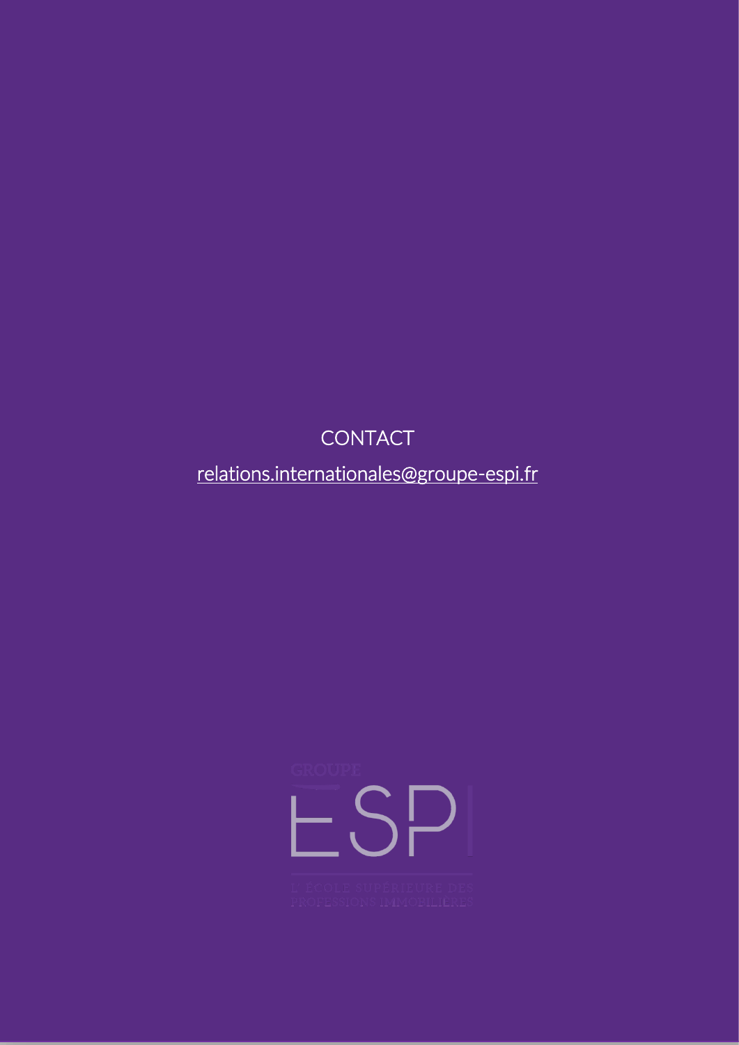CONTACT

relations.internationales@groupe-espi.fr

GROUPE

ESPI

L'ÉCOLE SUPÉRIEURE DES PROFESSIONS IMMOBILIÈRES